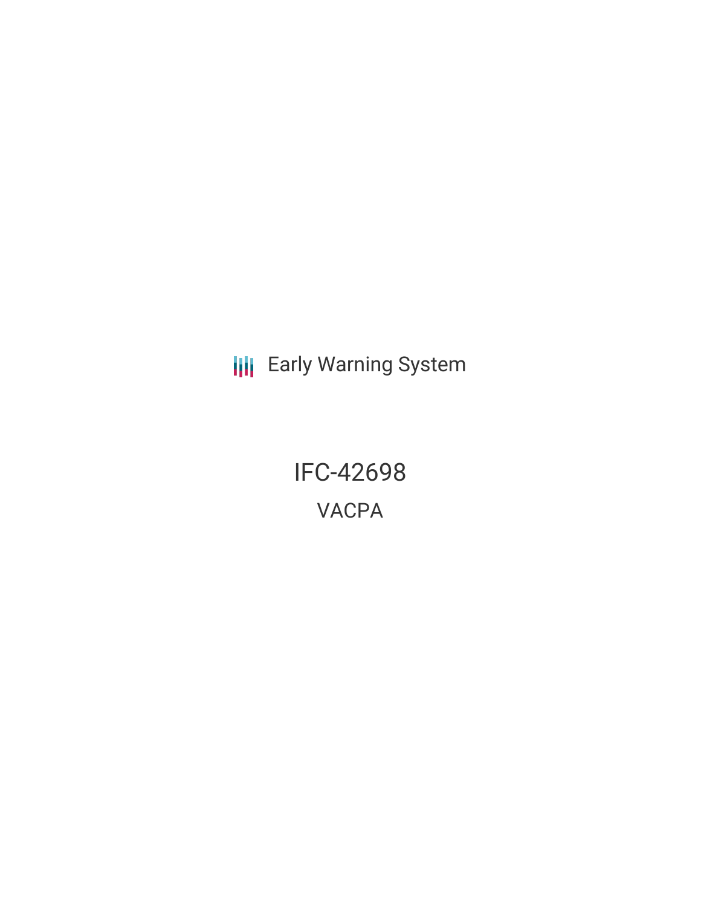Early Warning System

# IFC-42698

## VACPA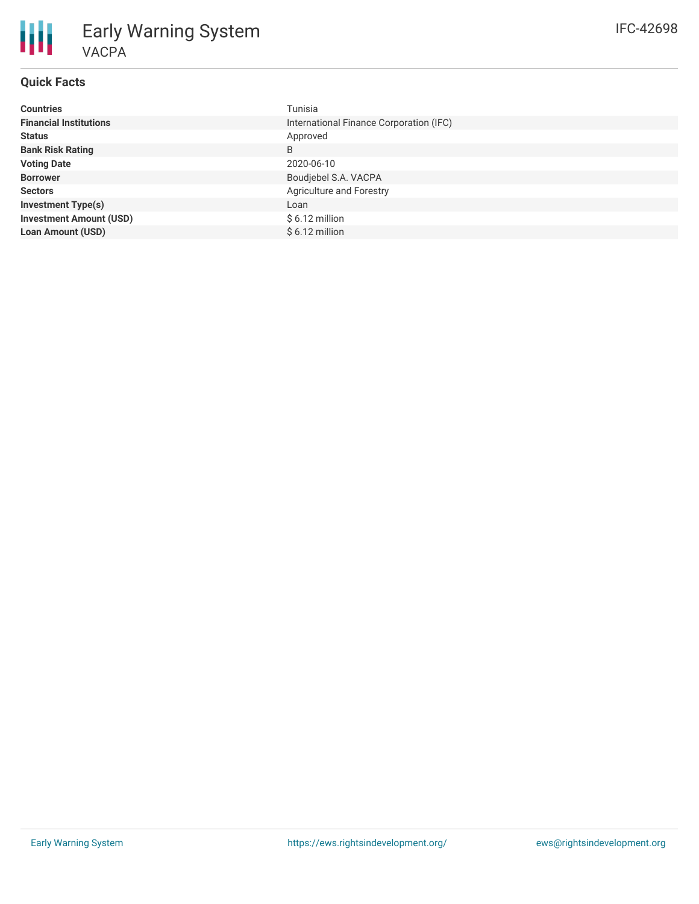# Early Warning System

## VACPA

IFC-42698

### Quick Facts

| | |
|---|---|
| **Countries** | Tunisia |
| **Financial Institutions** | International Finance Corporation (IFC) |
| **Status** | Approved |
| **Bank Risk Rating** | B |
| **Voting Date** | 2020-06-10 |
| **Borrower** | Boudjebel S.A. VACPA |
| **Sectors** | Agriculture and Forestry |
| **Investment Type(s)** | Loan |
| **Investment Amount (USD)** | $ 6.12 million |
| **Loan Amount (USD)** | $ 6.12 million |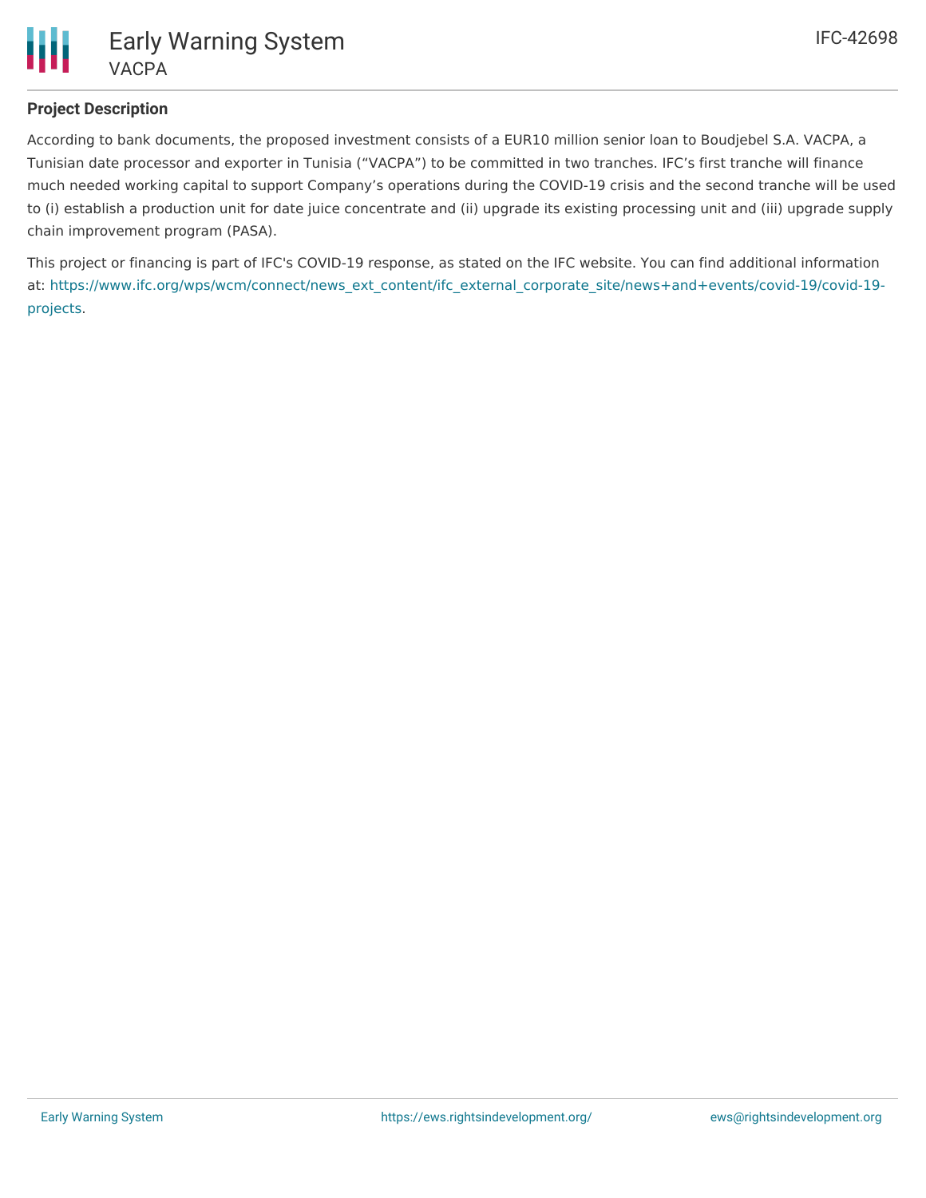## Project Description

According to bank documents, the proposed investment consists of a EUR10 million senior loan to Boudjebel S.A. VACPA, a Tunisian date processor and exporter in Tunisia (“VACPA”) to be committed in two tranches. IFC’s first tranche will finance much needed working capital to support Company’s operations during the COVID-19 crisis and the second tranche will be used to (i) establish a production unit for date juice concentrate and (ii) upgrade its existing processing unit and (iii) upgrade supply chain improvement program (PASA).

This project or financing is part of IFC's COVID-19 response, as stated on the IFC website. You can find additional information at: https://www.ifc.org/wps/wcm/connect/news_ext_content/ifc_external_corporate_site/news+and+events/covid-19/covid-19-projects.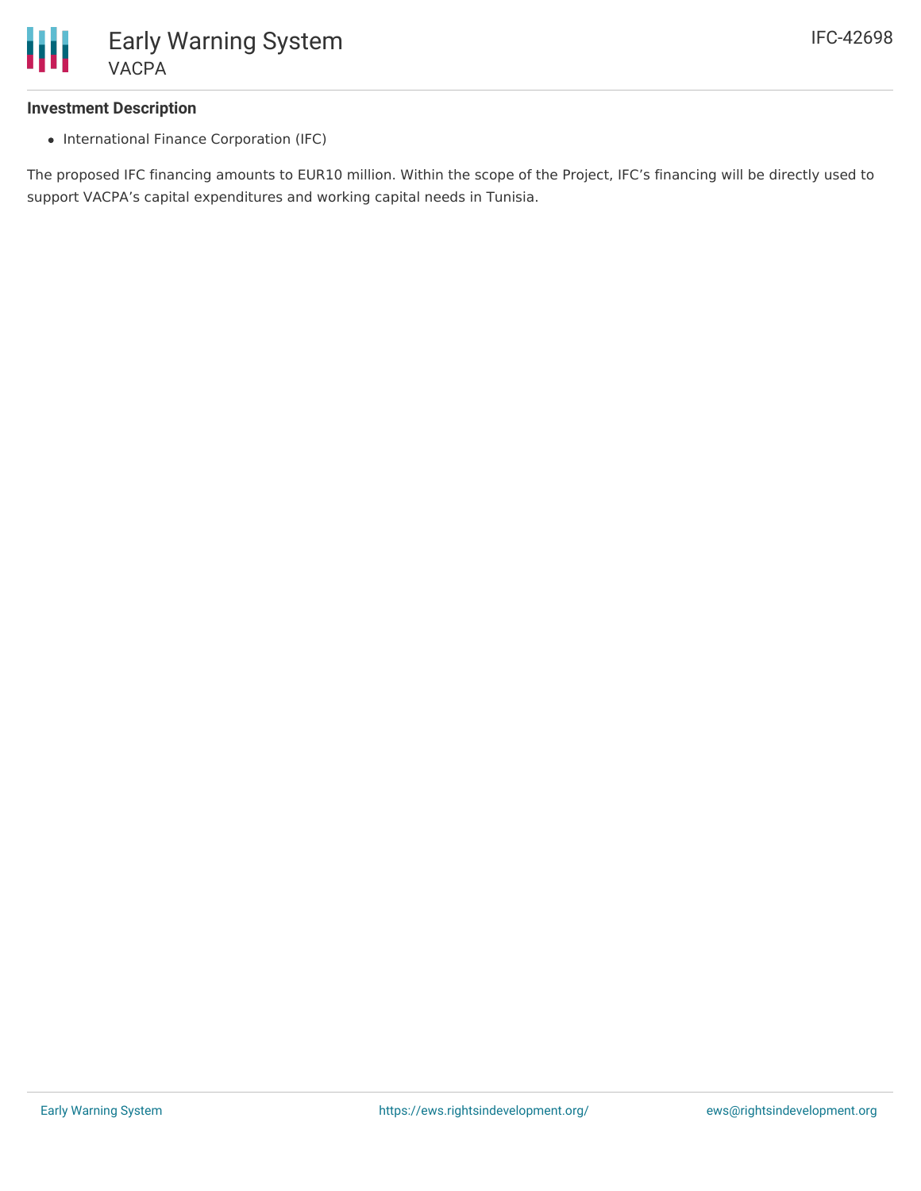### Investment Description

- International Finance Corporation (IFC)

The proposed IFC financing amounts to EUR10 million. Within the scope of the Project, IFC's financing will be directly used to support VACPA's capital expenditures and working capital needs in Tunisia.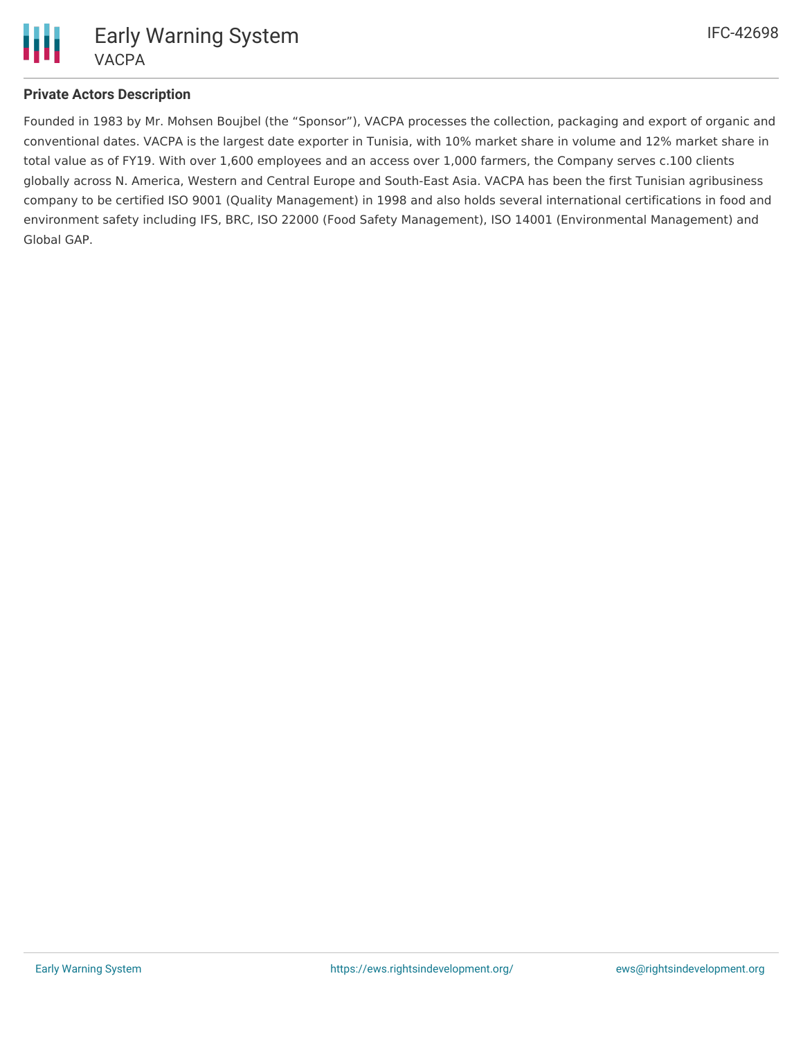## Private Actors Description

Founded in 1983 by Mr. Mohsen Boujbel (the “Sponsor”), VACPA processes the collection, packaging and export of organic and conventional dates. VACPA is the largest date exporter in Tunisia, with 10% market share in volume and 12% market share in total value as of FY19. With over 1,600 employees and an access over 1,000 farmers, the Company serves c.100 clients globally across N. America, Western and Central Europe and South-East Asia. VACPA has been the first Tunisian agribusiness company to be certified ISO 9001 (Quality Management) in 1998 and also holds several international certifications in food and environment safety including IFS, BRC, ISO 22000 (Food Safety Management), ISO 14001 (Environmental Management) and Global GAP.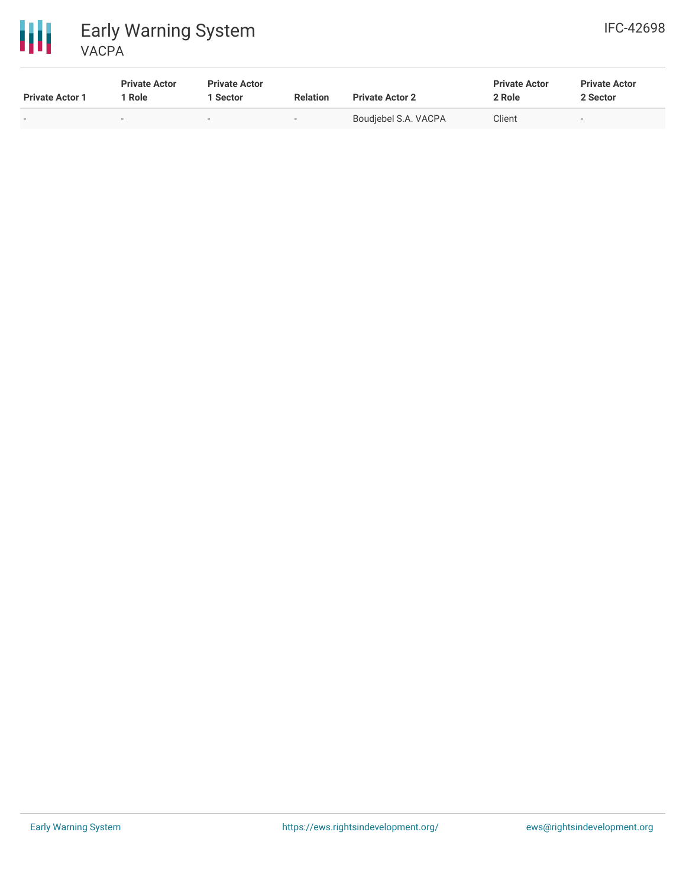| Private Actor 1 | Private Actor 1 Role | Private Actor 1 Sector | Relation | Private Actor 2 | Private Actor 2 Role | Private Actor 2 Sector |
| --- | --- | --- | --- | --- | --- | --- |
| - | - | - | - | Boudjebel S.A. VACPA | Client | - |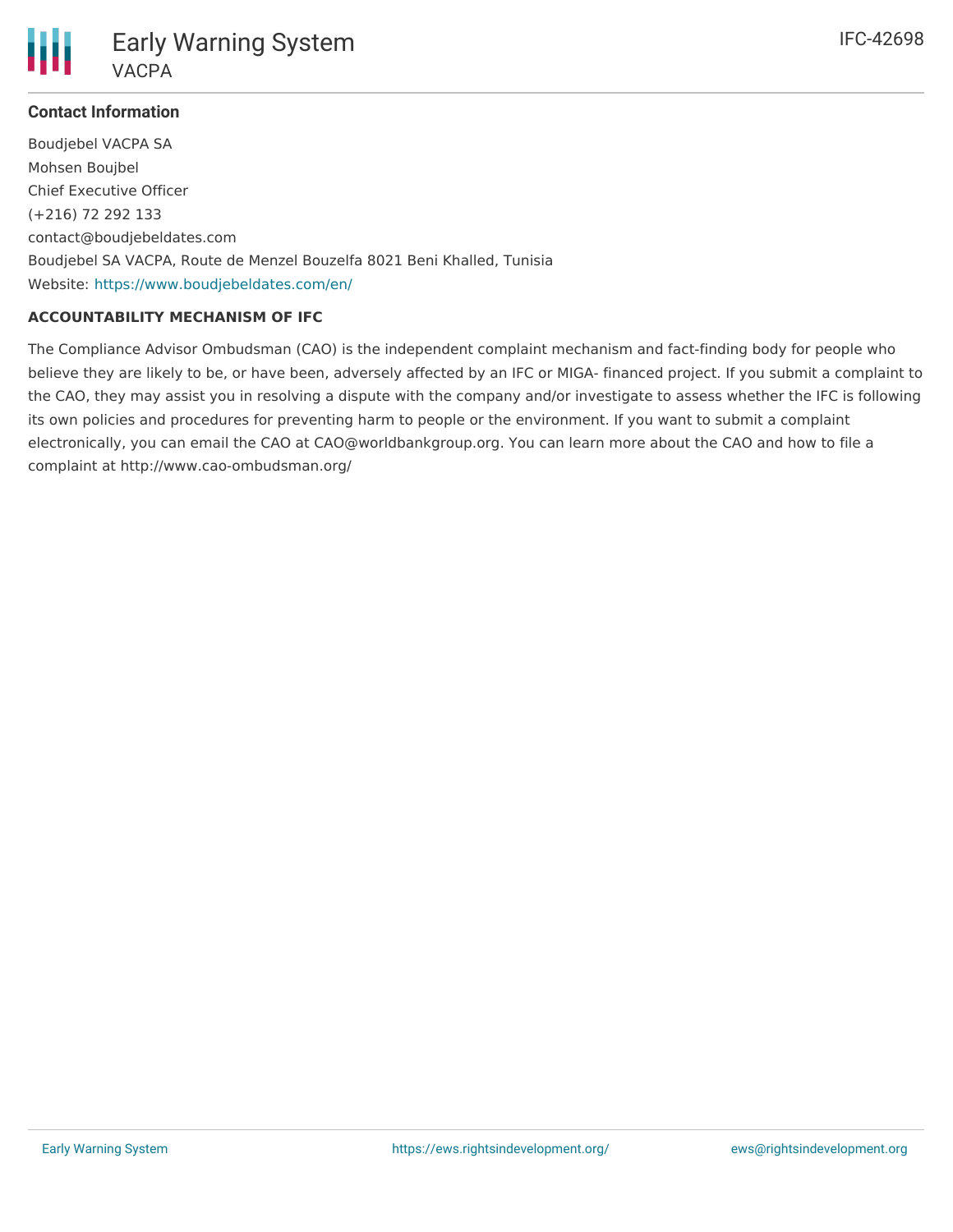### Contact Information

Boudjebel VACPA SA
Mohsen Boujbel
Chief Executive Officer
(+216) 72 292 133
contact@boudjebeldates.com
Boudjebel SA VACPA, Route de Menzel Bouzelfa 8021 Beni Khalled, Tunisia
Website: https://www.boudjebeldates.com/en/

**ACCOUNTABILITY MECHANISM OF IFC**

The Compliance Advisor Ombudsman (CAO) is the independent complaint mechanism and fact-finding body for people who believe they are likely to be, or have been, adversely affected by an IFC or MIGA- financed project. If you submit a complaint to the CAO, they may assist you in resolving a dispute with the company and/or investigate to assess whether the IFC is following its own policies and procedures for preventing harm to people or the environment. If you want to submit a complaint electronically, you can email the CAO at CAO@worldbankgroup.org. You can learn more about the CAO and how to file a complaint at http://www.cao-ombudsman.org/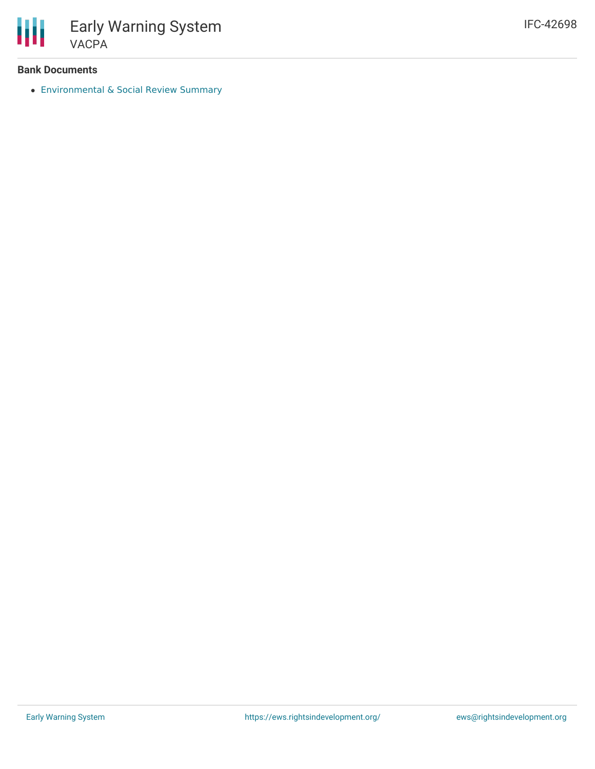**Bank Documents**

- Environmental & Social Review Summary